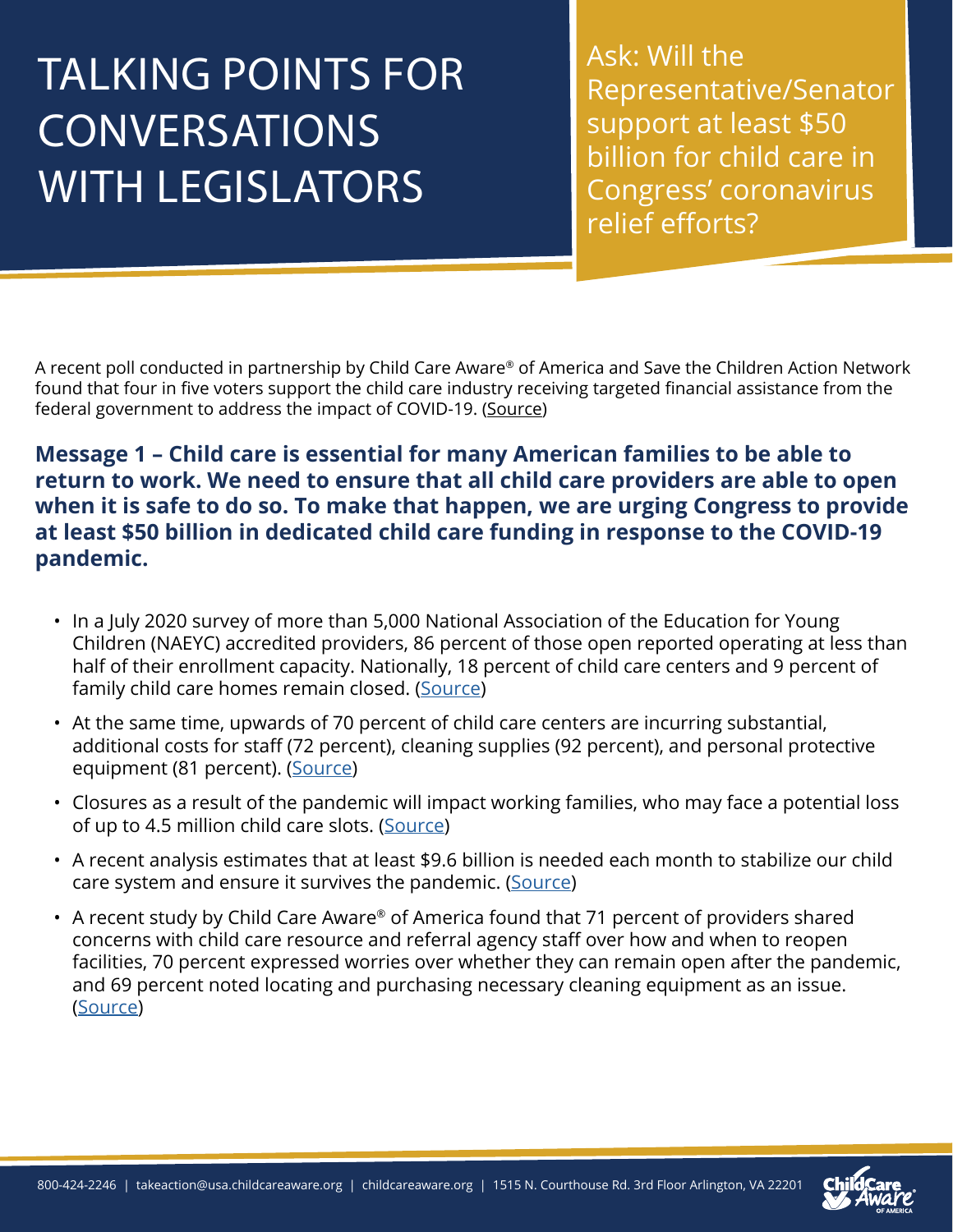# TALKING POINTS FOR CONVERSATIONS WITH LEGISLATORS

Ask: Will the Representative/Senator support at least $50 billion for child care in Congress' coronavirus relief efforts?

A recent poll conducted in partnership by Child Care Aware® of America and Save the Children Action Network found that four in five voters support the child care industry receiving targeted financial assistance from the federal government to address the impact of COVID-19. (Source)

**Message 1 – Child care is essential for many American families to be able to return to work. We need to ensure that all child care providers are able to open when it is safe to do so. To make that happen, we are urging Congress to provide at least $50 billion in dedicated child care funding in response to the COVID-19 pandemic.**

- In a July 2020 survey of more than 5,000 National Association of the Education for Young Children (NAEYC) accredited providers, 86 percent of those open reported operating at less than half of their enrollment capacity. Nationally, 18 percent of child care centers and 9 percent of family child care homes remain closed. (Source)
- At the same time, upwards of 70 percent of child care centers are incurring substantial, additional costs for staff (72 percent), cleaning supplies (92 percent), and personal protective equipment (81 percent). (Source)
- Closures as a result of the pandemic will impact working families, who may face a potential loss of up to 4.5 million child care slots. (Source)
- A recent analysis estimates that at least $9.6 billion is needed each month to stabilize our child care system and ensure it survives the pandemic. (Source)
- A recent study by Child Care Aware® of America found that 71 percent of providers shared concerns with child care resource and referral agency staff over how and when to reopen facilities, 70 percent expressed worries over whether they can remain open after the pandemic, and 69 percent noted locating and purchasing necessary cleaning equipment as an issue. (Source)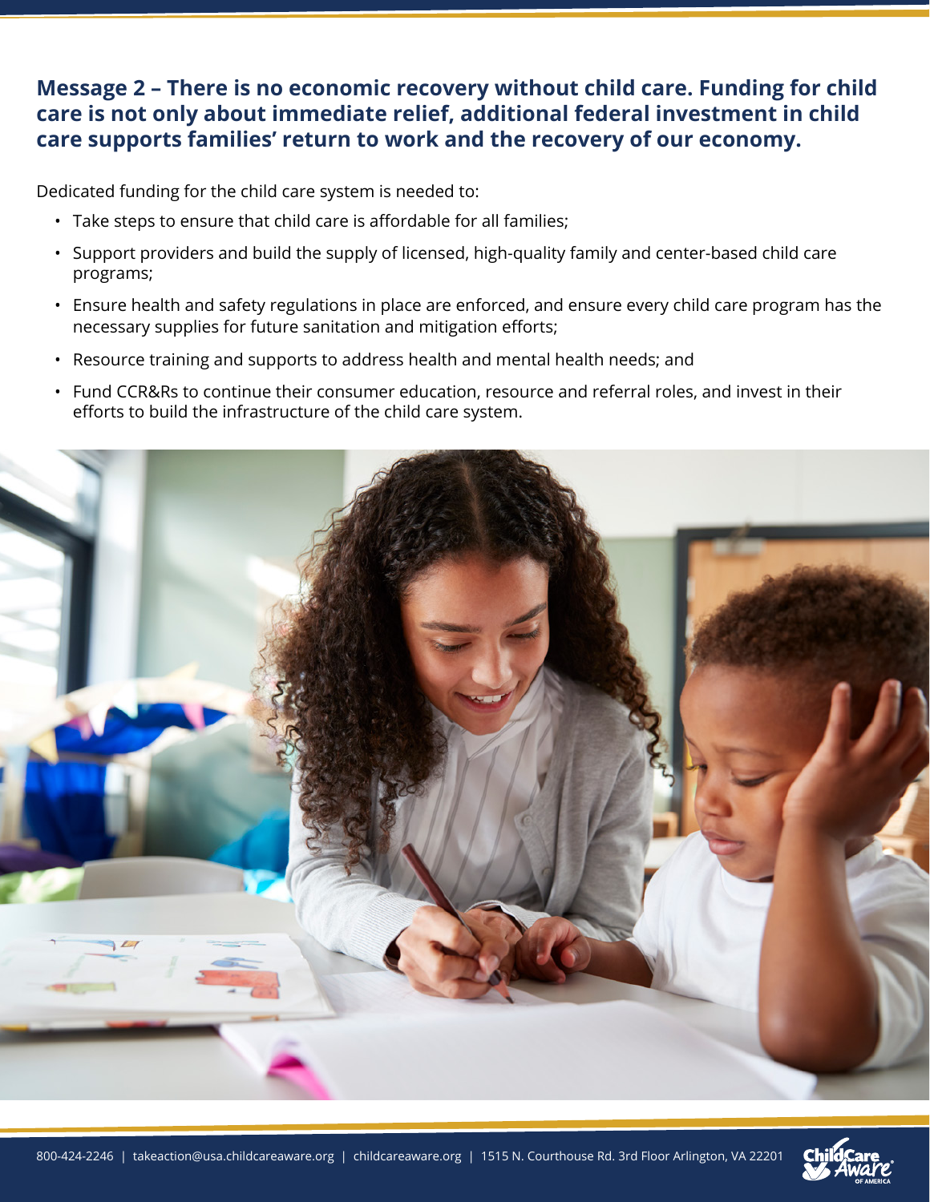## Message 2 – There is no economic recovery without child care. Funding for child care is not only about immediate relief, additional federal investment in child care supports families' return to work and the recovery of our economy.

Dedicated funding for the child care system is needed to:

- Take steps to ensure that child care is affordable for all families;
- Support providers and build the supply of licensed, high-quality family and center-based child care programs;
- Ensure health and safety regulations in place are enforced, and ensure every child care program has the necessary supplies for future sanitation and mitigation efforts;
- Resource training and supports to address health and mental health needs; and
- Fund CCR&Rs to continue their consumer education, resource and referral roles, and invest in their efforts to build the infrastructure of the child care system.

800-424-2246 | takeaction@usa.childcareaware.org | childcareaware.org | 1515 N. Courthouse Rd. 3rd Floor Arlington, VA 22201